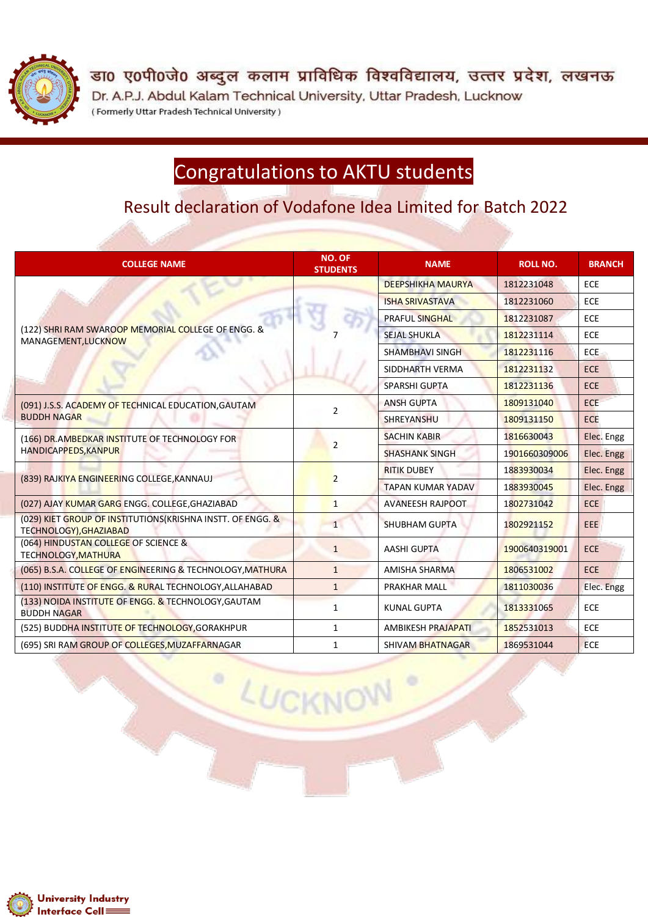डा० ए०पी०जे० अब्दुल कलाम प्राविधिक विश्वविद्यालय, उत्तर प्रदेश, लखनऊ

Dr. A.P.J. Abdul Kalam Technical University, Uttar Pradesh, Lucknow

( Formerly Uttar Pradesh Technical University )

# Congratulations to AKTU students

## Result declaration of Vodafone Idea Limited for Batch 2022

| COLLEGE NAME | NO. OF STUDENTS | NAME | ROLL NO. | BRANCH |
|---|---|---|---|---|
| (122) SHRI RAM SWAROOP MEMORIAL COLLEGE OF ENGG. & MANAGEMENT,LUCKNOW | 7 | DEEPSHIKHA MAURYA | 1812231048 | ECE |
| | | ISHA SRIVASTAVA | 1812231060 | ECE |
| | | PRAFUL SINGHAL | 1812231087 | ECE |
| | | SEJAL SHUKLA | 1812231114 | ECE |
| | | SHAMBHAVI SINGH | 1812231116 | ECE |
| | | SIDDHARTH VERMA | 1812231132 | ECE |
| | | SPARSHI GUPTA | 1812231136 | ECE |
| (091) J.S.S. ACADEMY OF TECHNICAL EDUCATION,GAUTAM BUDDH NAGAR | 2 | ANSH GUPTA | 1809131040 | ECE |
| | | SHREYANSHU | 1809131150 | ECE |
| (166) DR.AMBEDKAR INSTITUTE OF TECHNOLOGY FOR HANDICAPPEDS,KANPUR | 2 | SACHIN KABIR | 1816630043 | Elec. Engg |
| | | SHASHANK SINGH | 1901660309006 | Elec. Engg |
| (839) RAJKIYA ENGINEERING COLLEGE,KANNAUJ | 2 | RITIK DUBEY | 1883930034 | Elec. Engg |
| | | TAPAN KUMAR YADAV | 1883930045 | Elec. Engg |
| (027) AJAY KUMAR GARG ENGG. COLLEGE,GHAZIABAD | 1 | AVANEESH RAJPOOT | 1802731042 | ECE |
| (029) KIET GROUP OF INSTITUTIONS(KRISHNA INSTT. OF ENGG. & TECHNOLOGY),GHAZIABAD | 1 | SHUBHAM GUPTA | 1802921152 | EEE |
| (064) HINDUSTAN COLLEGE OF SCIENCE & TECHNOLOGY,MATHURA | 1 | AASHI GUPTA | 1900640319001 | ECE |
| (065) B.S.A. COLLEGE OF ENGINEERING & TECHNOLOGY,MATHURA | 1 | AMISHA SHARMA | 1806531002 | ECE |
| (110) INSTITUTE OF ENGG. & RURAL TECHNOLOGY,ALLAHABAD | 1 | PRAKHAR MALL | 1811030036 | Elec. Engg |
| (133) NOIDA INSTITUTE OF ENGG. & TECHNOLOGY,GAUTAM BUDDH NAGAR | 1 | KUNAL GUPTA | 1813331065 | ECE |
| (525) BUDDHA INSTITUTE OF TECHNOLOGY,GORAKHPUR | 1 | AMBIKESH PRAJAPATI | 1852531013 | ECE |
| (695) SRI RAM GROUP OF COLLEGES,MUZAFFARNAGAR | 1 | SHIVAM BHATNAGAR | 1869531044 | ECE |

University Industry Interface Cell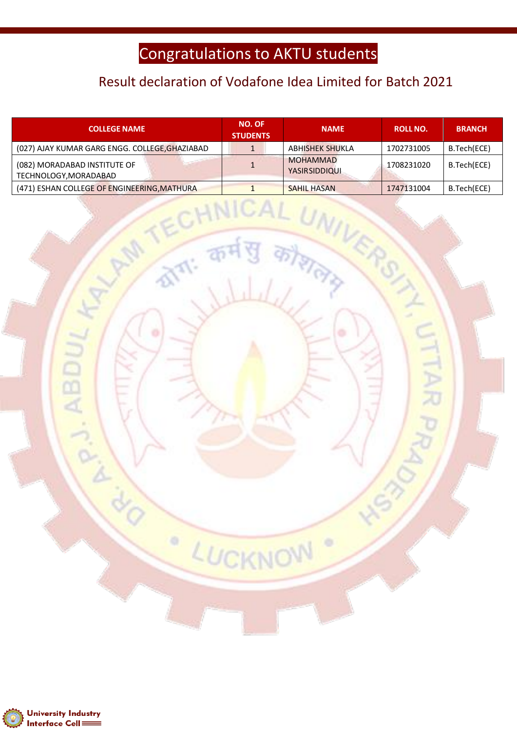# Congratulations to AKTU students

## Result declaration of Vodafone Idea Limited for Batch 2021

| COLLEGE NAME | NO. OF STUDENTS | NAME | ROLL NO. | BRANCH |
|---|---|---|---|---|
| (027) AJAY KUMAR GARG ENGG. COLLEGE,GHAZIABAD | 1 | ABHISHEK SHUKLA | 1702731005 | B.Tech(ECE) |
| (082) MORADABAD INSTITUTE OF TECHNOLOGY,MORADABAD | 1 | MOHAMMAD YASIRSIDDIQUI | 1708231020 | B.Tech(ECE) |
| (471) ESHAN COLLEGE OF ENGINEERING,MATHURA | 1 | SAHIL HASAN | 1747131004 | B.Tech(ECE) |